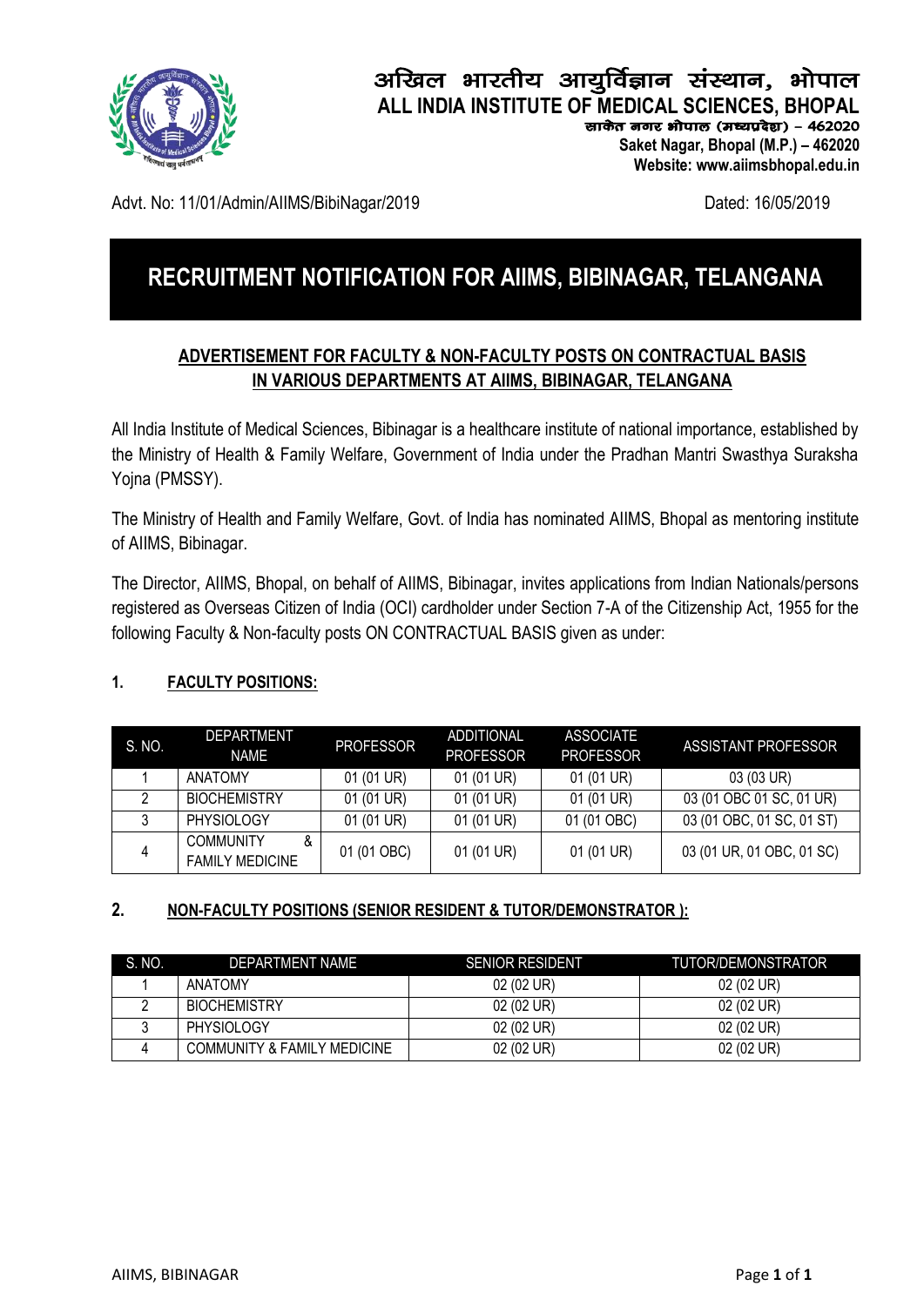# अखिल भारतीय आयुर्विज्ञान संस्थान, भोपाल
# ALL INDIA INSTITUTE OF MEDICAL SCIENCES, BHOPAL

साकेत नगर भोपाल (मध्यप्रदेश) – 462020
**Saket Nagar, Bhopal (M.P.) – 462020**
**Website: www.aiimsbhopal.edu.in**

Advt. No: 11/01/Admin/AIIMS/BibiNagar/2019 Dated: 16/05/2019

## RECRUITMENT NOTIFICATION FOR AIIMS, BIBINAGAR, TELANGANA

### ADVERTISEMENT FOR FACULTY & NON-FACULTY POSTS ON CONTRACTUAL BASIS IN VARIOUS DEPARTMENTS AT AIIMS, BIBINAGAR, TELANGANA

All India Institute of Medical Sciences, Bibinagar is a healthcare institute of national importance, established by the Ministry of Health & Family Welfare, Government of India under the Pradhan Mantri Swasthya Suraksha Yojna (PMSSY).

The Ministry of Health and Family Welfare, Govt. of India has nominated AIIMS, Bhopal as mentoring institute of AIIMS, Bibinagar.

The Director, AIIMS, Bhopal, on behalf of AIIMS, Bibinagar, invites applications from Indian Nationals/persons registered as Overseas Citizen of India (OCI) cardholder under Section 7-A of the Citizenship Act, 1955 for the following Faculty & Non-faculty posts ON CONTRACTUAL BASIS given as under:

**1. FACULTY POSITIONS:**

| S. NO. | DEPARTMENT NAME | PROFESSOR | ADDITIONAL PROFESSOR | ASSOCIATE PROFESSOR | ASSISTANT PROFESSOR |
|---|---|---|---|---|---|
| 1 | ANATOMY | 01 (01 UR) | 01 (01 UR) | 01 (01 UR) | 03 (03 UR) |
| 2 | BIOCHEMISTRY | 01 (01 UR) | 01 (01 UR) | 01 (01 UR) | 03 (01 OBC 01 SC, 01 UR) |
| 3 | PHYSIOLOGY | 01 (01 UR) | 01 (01 UR) | 01 (01 OBC) | 03 (01 OBC, 01 SC, 01 ST) |
| 4 | COMMUNITY & FAMILY MEDICINE | 01 (01 OBC) | 01 (01 UR) | 01 (01 UR) | 03 (01 UR, 01 OBC, 01 SC) |

**2. NON-FACULTY POSITIONS (SENIOR RESIDENT & TUTOR/DEMONSTRATOR ):**

| S. NO. | DEPARTMENT NAME | SENIOR RESIDENT | TUTOR/DEMONSTRATOR |
|---|---|---|---|
| 1 | ANATOMY | 02 (02 UR) | 02 (02 UR) |
| 2 | BIOCHEMISTRY | 02 (02 UR) | 02 (02 UR) |
| 3 | PHYSIOLOGY | 02 (02 UR) | 02 (02 UR) |
| 4 | COMMUNITY & FAMILY MEDICINE | 02 (02 UR) | 02 (02 UR) |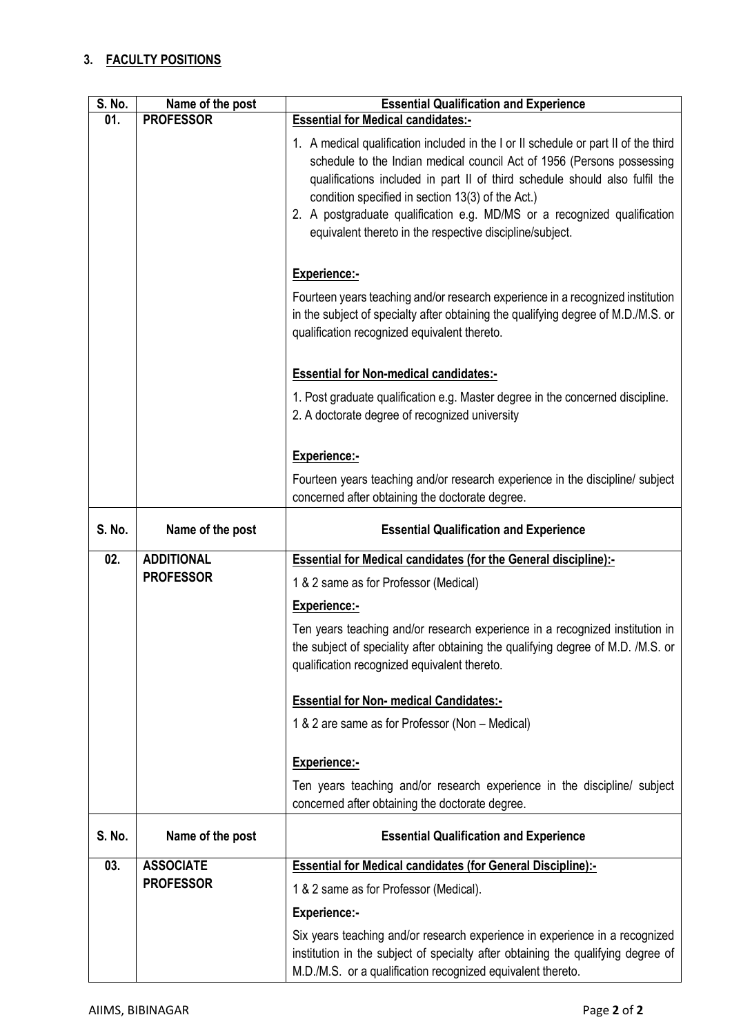### 3. FACULTY POSITIONS

| S. No. | Name of the post | Essential Qualification and Experience |
|---|---|---|
| 01. | PROFESSOR | **Essential for Medical candidates:-**<br>1. A medical qualification included in the I or II schedule or part II of the third schedule to the Indian medical council Act of 1956 (Persons possessing qualifications included in part II of third schedule should also fulfil the condition specified in section 13(3) of the Act.)<br>2. A postgraduate qualification e.g. MD/MS or a recognized qualification equivalent thereto in the respective discipline/subject.<br><br>**Experience:-**<br>Fourteen years teaching and/or research experience in a recognized institution in the subject of specialty after obtaining the qualifying degree of M.D./M.S. or qualification recognized equivalent thereto.<br><br>**Essential for Non-medical candidates:-**<br>1. Post graduate qualification e.g. Master degree in the concerned discipline.<br>2. A doctorate degree of recognized university<br><br>**Experience:-**<br>Fourteen years teaching and/or research experience in the discipline/ subject concerned after obtaining the doctorate degree. |
| **S. No.** | **Name of the post** | **Essential Qualification and Experience** |
| 02. | ADDITIONAL PROFESSOR | **Essential for Medical candidates (for the General discipline):-**<br>1 & 2 same as for Professor (Medical)<br>**Experience:-**<br>Ten years teaching and/or research experience in a recognized institution in the subject of speciality after obtaining the qualifying degree of M.D. /M.S. or qualification recognized equivalent thereto.<br><br>**Essential for Non- medical Candidates:-**<br>1 & 2 are same as for Professor (Non – Medical)<br><br>**Experience:-**<br>Ten years teaching and/or research experience in the discipline/ subject concerned after obtaining the doctorate degree. |
| **S. No.** | **Name of the post** | **Essential Qualification and Experience** |
| 03. | ASSOCIATE PROFESSOR | **Essential for Medical candidates (for General Discipline):-**<br>1 & 2 same as for Professor (Medical).<br>**Experience:-**<br>Six years teaching and/or research experience in experience in a recognized institution in the subject of specialty after obtaining the qualifying degree of M.D./M.S. or a qualification recognized equivalent thereto. |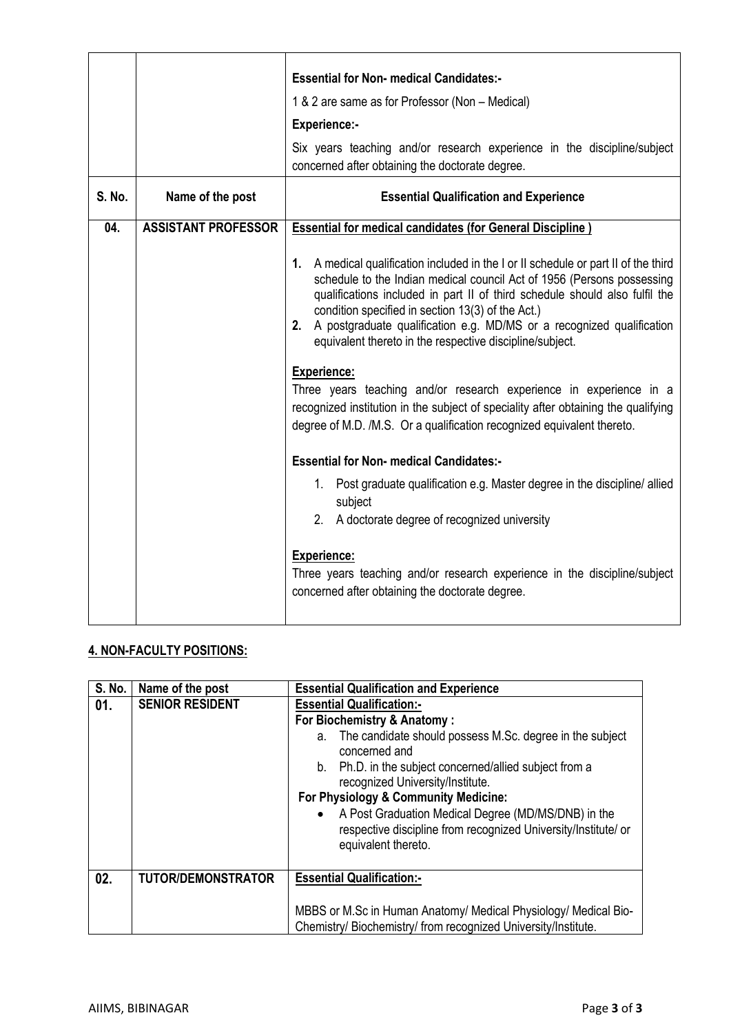| S. No. | Name of the post | Essential Qualification and Experience |
|---|---|---|
| | | **Essential for Non- medical Candidates:-**<br>1 & 2 are same as for Professor (Non – Medical)<br>**Experience:-**<br>Six years teaching and/or research experience in the discipline/subject concerned after obtaining the doctorate degree. |
| **04.** | **ASSISTANT PROFESSOR** | **Essential for medical candidates (for General Discipline )**<br>**1.** A medical qualification included in the I or II schedule or part II of the third schedule to the Indian medical council Act of 1956 (Persons possessing qualifications included in part II of third schedule should also fulfil the condition specified in section 13(3) of the Act.)<br>**2.** A postgraduate qualification e.g. MD/MS or a recognized qualification equivalent thereto in the respective discipline/subject.<br>**Experience:**<br>Three years teaching and/or research experience in experience in a recognized institution in the subject of speciality after obtaining the qualifying degree of M.D. /M.S. Or a qualification recognized equivalent thereto.<br>**Essential for Non- medical Candidates:-**<br>1. Post graduate qualification e.g. Master degree in the discipline/ allied subject<br>2. A doctorate degree of recognized university<br>**Experience:**<br>Three years teaching and/or research experience in the discipline/subject concerned after obtaining the doctorate degree. |

## 4. NON-FACULTY POSITIONS:

| S. No. | Name of the post | Essential Qualification and Experience |
|---|---|---|
| **01.** | **SENIOR RESIDENT** | **Essential Qualification:-**<br>**For Biochemistry & Anatomy :**<br>a. The candidate should possess M.Sc. degree in the subject concerned and<br>b. Ph.D. in the subject concerned/allied subject from a recognized University/Institute.<br>**For Physiology & Community Medicine:**<br>• A Post Graduation Medical Degree (MD/MS/DNB) in the respective discipline from recognized University/Institute/ or equivalent thereto. |
| **02.** | **TUTOR/DEMONSTRATOR** | **Essential Qualification:-**<br>MBBS or M.Sc in Human Anatomy/ Medical Physiology/ Medical Bio-Chemistry/ Biochemistry/ from recognized University/Institute. |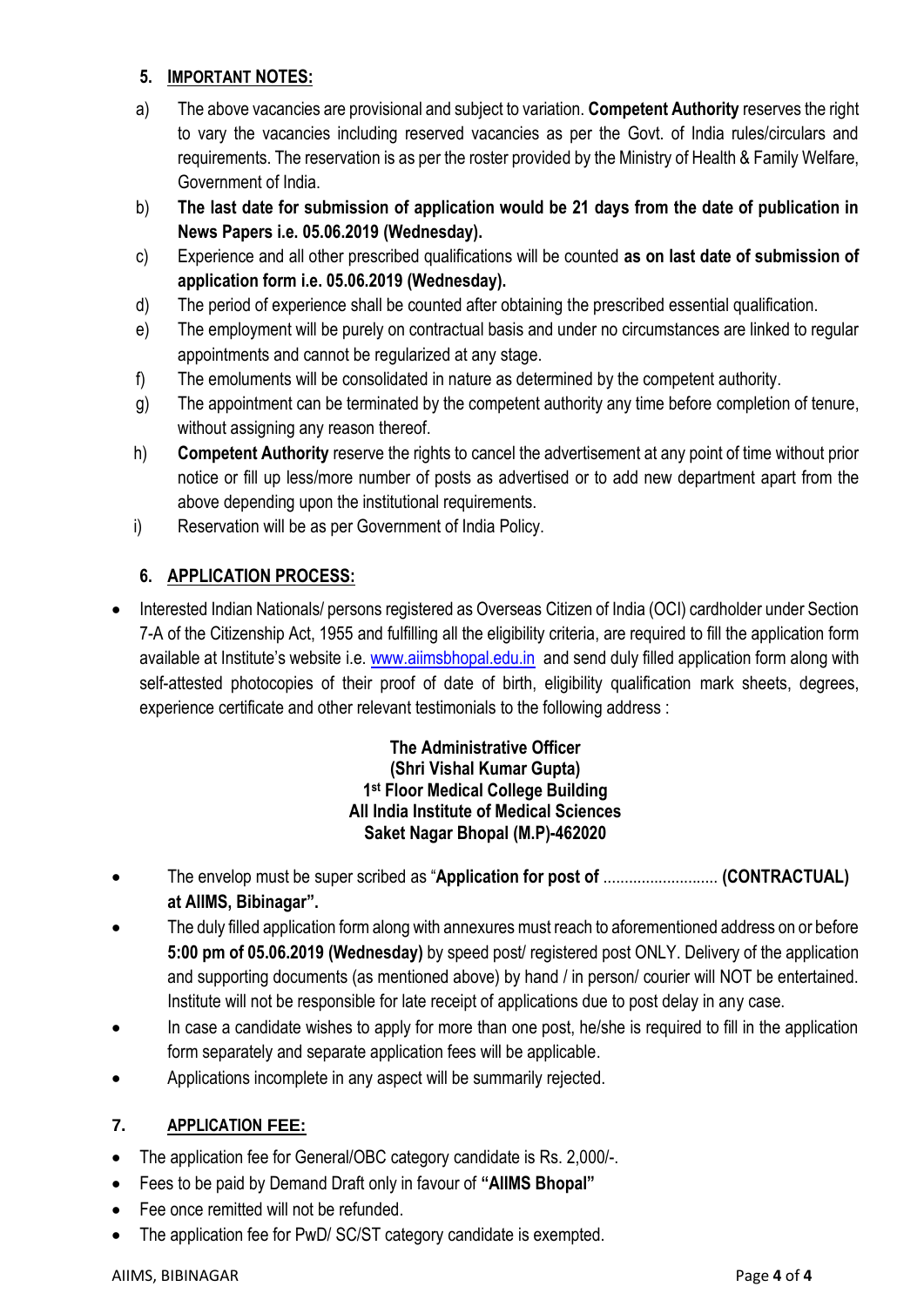### 5. IMPORTANT NOTES:

a) The above vacancies are provisional and subject to variation. **Competent Authority** reserves the right to vary the vacancies including reserved vacancies as per the Govt. of India rules/circulars and requirements. The reservation is as per the roster provided by the Ministry of Health & Family Welfare, Government of India.

b) **The last date for submission of application would be 21 days from the date of publication in News Papers i.e. 05.06.2019 (Wednesday).**

c) Experience and all other prescribed qualifications will be counted **as on last date of submission of application form i.e. 05.06.2019 (Wednesday).**

d) The period of experience shall be counted after obtaining the prescribed essential qualification.

e) The employment will be purely on contractual basis and under no circumstances are linked to regular appointments and cannot be regularized at any stage.

f) The emoluments will be consolidated in nature as determined by the competent authority.

g) The appointment can be terminated by the competent authority any time before completion of tenure, without assigning any reason thereof.

h) **Competent Authority** reserve the rights to cancel the advertisement at any point of time without prior notice or fill up less/more number of posts as advertised or to add new department apart from the above depending upon the institutional requirements.

i) Reservation will be as per Government of India Policy.

### 6. APPLICATION PROCESS:

- Interested Indian Nationals/ persons registered as Overseas Citizen of India (OCI) cardholder under Section 7-A of the Citizenship Act, 1955 and fulfilling all the eligibility criteria, are required to fill the application form available at Institute's website i.e. www.aiimsbhopal.edu.in and send duly filled application form along with self-attested photocopies of their proof of date of birth, eligibility qualification mark sheets, degrees, experience certificate and other relevant testimonials to the following address :

**The Administrative Officer**
**(Shri Vishal Kumar Gupta)**
**1st Floor Medical College Building**
**All India Institute of Medical Sciences**
**Saket Nagar Bhopal (M.P)-462020**

- The envelop must be super scribed as "**Application for post of** .......................... **(CONTRACTUAL) at AIIMS, Bibinagar".**
- The duly filled application form along with annexures must reach to aforementioned address on or before **5:00 pm of 05.06.2019 (Wednesday)** by speed post/ registered post ONLY. Delivery of the application and supporting documents (as mentioned above) by hand / in person/ courier will NOT be entertained. Institute will not be responsible for late receipt of applications due to post delay in any case.
- In case a candidate wishes to apply for more than one post, he/she is required to fill in the application form separately and separate application fees will be applicable.
- Applications incomplete in any aspect will be summarily rejected.

### 7. APPLICATION FEE:

- The application fee for General/OBC category candidate is Rs. 2,000/-.
- Fees to be paid by Demand Draft only in favour of **"AIIMS Bhopal"**
- Fee once remitted will not be refunded.
- The application fee for PwD/ SC/ST category candidate is exempted.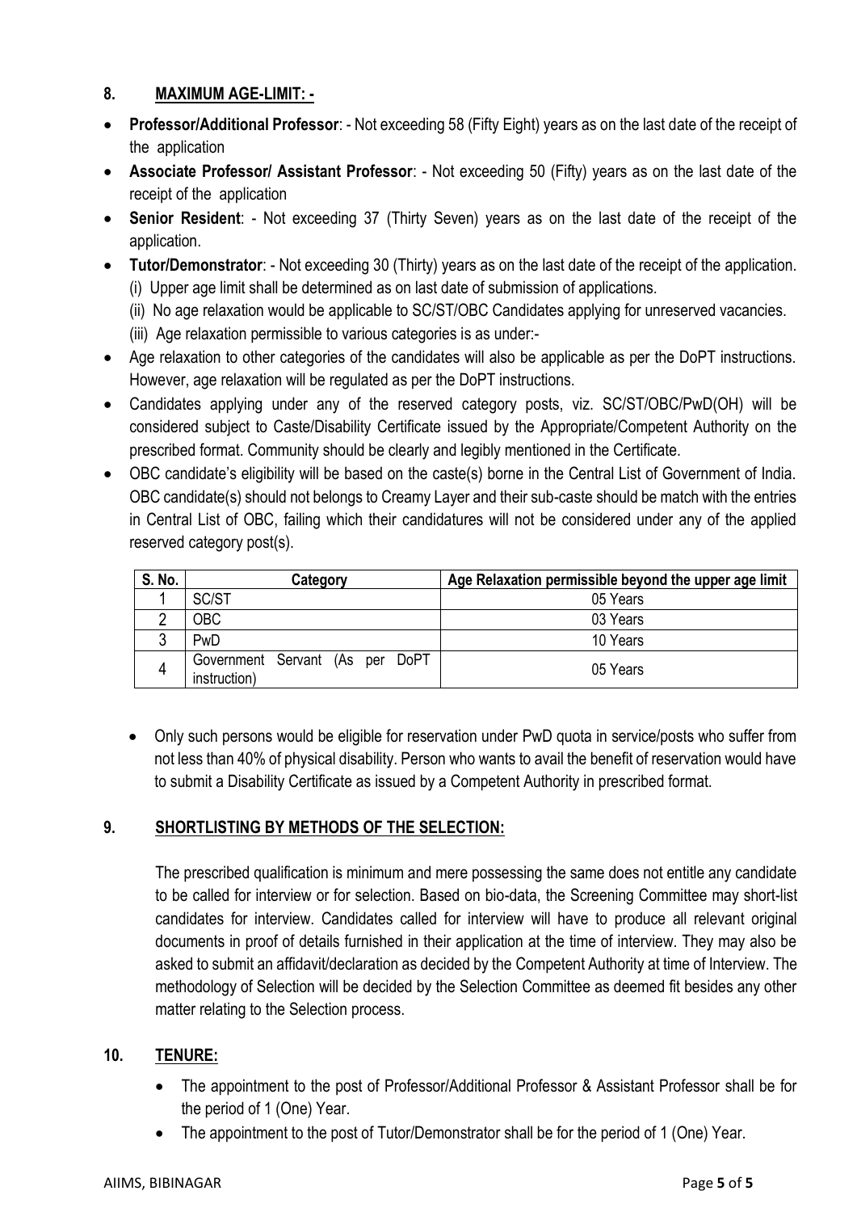## 8. MAXIMUM AGE-LIMIT: -

- **Professor/Additional Professor**: - Not exceeding 58 (Fifty Eight) years as on the last date of the receipt of the application
- **Associate Professor/ Assistant Professor**: - Not exceeding 50 (Fifty) years as on the last date of the receipt of the application
- **Senior Resident**: - Not exceeding 37 (Thirty Seven) years as on the last date of the receipt of the application.
- **Tutor/Demonstrator**: - Not exceeding 30 (Thirty) years as on the last date of the receipt of the application.
  - (i) Upper age limit shall be determined as on last date of submission of applications.
  - (ii) No age relaxation would be applicable to SC/ST/OBC Candidates applying for unreserved vacancies.
  - (iii) Age relaxation permissible to various categories is as under:-
- Age relaxation to other categories of the candidates will also be applicable as per the DoPT instructions. However, age relaxation will be regulated as per the DoPT instructions.
- Candidates applying under any of the reserved category posts, viz. SC/ST/OBC/PwD(OH) will be considered subject to Caste/Disability Certificate issued by the Appropriate/Competent Authority on the prescribed format. Community should be clearly and legibly mentioned in the Certificate.
- OBC candidate's eligibility will be based on the caste(s) borne in the Central List of Government of India. OBC candidate(s) should not belongs to Creamy Layer and their sub-caste should be match with the entries in Central List of OBC, failing which their candidatures will not be considered under any of the applied reserved category post(s).

| S. No. | Category | Age Relaxation permissible beyond the upper age limit |
|---|---|---|
| 1 | SC/ST | 05 Years |
| 2 | OBC | 03 Years |
| 3 | PwD | 10 Years |
| 4 | Government Servant (As per DoPT instruction) | 05 Years |

- Only such persons would be eligible for reservation under PwD quota in service/posts who suffer from not less than 40% of physical disability. Person who wants to avail the benefit of reservation would have to submit a Disability Certificate as issued by a Competent Authority in prescribed format.

## 9. SHORTLISTING BY METHODS OF THE SELECTION:

The prescribed qualification is minimum and mere possessing the same does not entitle any candidate to be called for interview or for selection. Based on bio-data, the Screening Committee may short-list candidates for interview. Candidates called for interview will have to produce all relevant original documents in proof of details furnished in their application at the time of interview. They may also be asked to submit an affidavit/declaration as decided by the Competent Authority at time of Interview. The methodology of Selection will be decided by the Selection Committee as deemed fit besides any other matter relating to the Selection process.

## 10. TENURE:

- The appointment to the post of Professor/Additional Professor & Assistant Professor shall be for the period of 1 (One) Year.
- The appointment to the post of Tutor/Demonstrator shall be for the period of 1 (One) Year.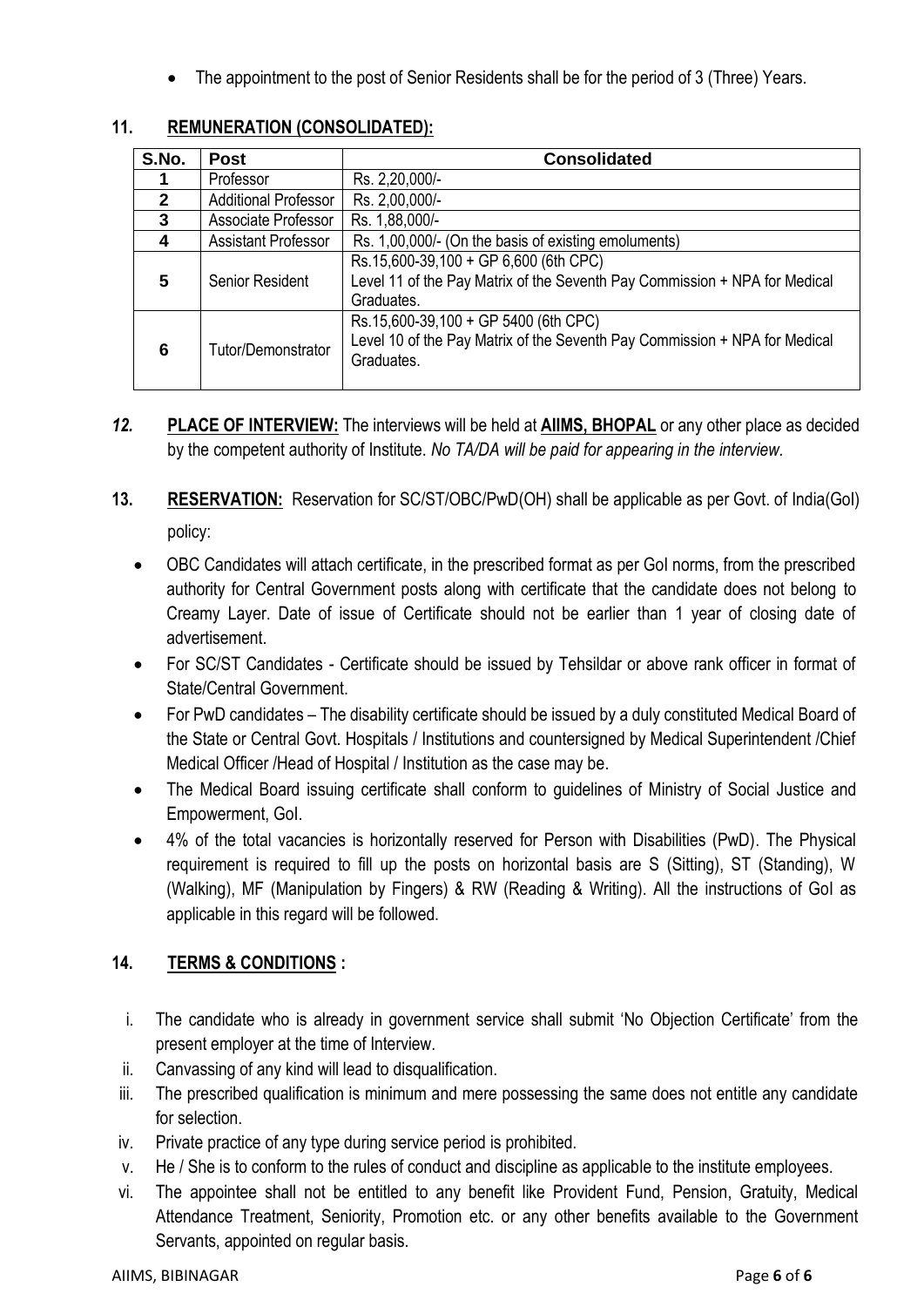- The appointment to the post of Senior Residents shall be for the period of 3 (Three) Years.

## 11. REMUNERATION (CONSOLIDATED):

| S.No. | Post | Consolidated |
|---|---|---|
| 1 | Professor | Rs. 2,20,000/- |
| 2 | Additional Professor | Rs. 2,00,000/- |
| 3 | Associate Professor | Rs. 1,88,000/- |
| 4 | Assistant Professor | Rs. 1,00,000/- (On the basis of existing emoluments) |
| 5 | Senior Resident | Rs.15,600-39,100 + GP 6,600 (6th CPC) Level 11 of the Pay Matrix of the Seventh Pay Commission + NPA for Medical Graduates. |
| 6 | Tutor/Demonstrator | Rs.15,600-39,100 + GP 5400 (6th CPC) Level 10 of the Pay Matrix of the Seventh Pay Commission + NPA for Medical Graduates. |

***12.*** **PLACE OF INTERVIEW:** The interviews will be held at **AIIMS, BHOPAL** or any other place as decided by the competent authority of Institute. *No TA/DA will be paid for appearing in the interview.*

**13.** **RESERVATION:** Reservation for SC/ST/OBC/PwD(OH) shall be applicable as per Govt. of India(GoI) policy:

- OBC Candidates will attach certificate, in the prescribed format as per GoI norms, from the prescribed authority for Central Government posts along with certificate that the candidate does not belong to Creamy Layer. Date of issue of Certificate should not be earlier than 1 year of closing date of advertisement.
- For SC/ST Candidates - Certificate should be issued by Tehsildar or above rank officer in format of State/Central Government.
- For PwD candidates – The disability certificate should be issued by a duly constituted Medical Board of the State or Central Govt. Hospitals / Institutions and countersigned by Medical Superintendent /Chief Medical Officer /Head of Hospital / Institution as the case may be.
- The Medical Board issuing certificate shall conform to guidelines of Ministry of Social Justice and Empowerment, GoI.
- 4% of the total vacancies is horizontally reserved for Person with Disabilities (PwD). The Physical requirement is required to fill up the posts on horizontal basis are S (Sitting), ST (Standing), W (Walking), MF (Manipulation by Fingers) & RW (Reading & Writing). All the instructions of GoI as applicable in this regard will be followed.

## 14. TERMS & CONDITIONS :

i. The candidate who is already in government service shall submit 'No Objection Certificate' from the present employer at the time of Interview.
ii. Canvassing of any kind will lead to disqualification.
iii. The prescribed qualification is minimum and mere possessing the same does not entitle any candidate for selection.
iv. Private practice of any type during service period is prohibited.
v. He / She is to conform to the rules of conduct and discipline as applicable to the institute employees.
vi. The appointee shall not be entitled to any benefit like Provident Fund, Pension, Gratuity, Medical Attendance Treatment, Seniority, Promotion etc. or any other benefits available to the Government Servants, appointed on regular basis.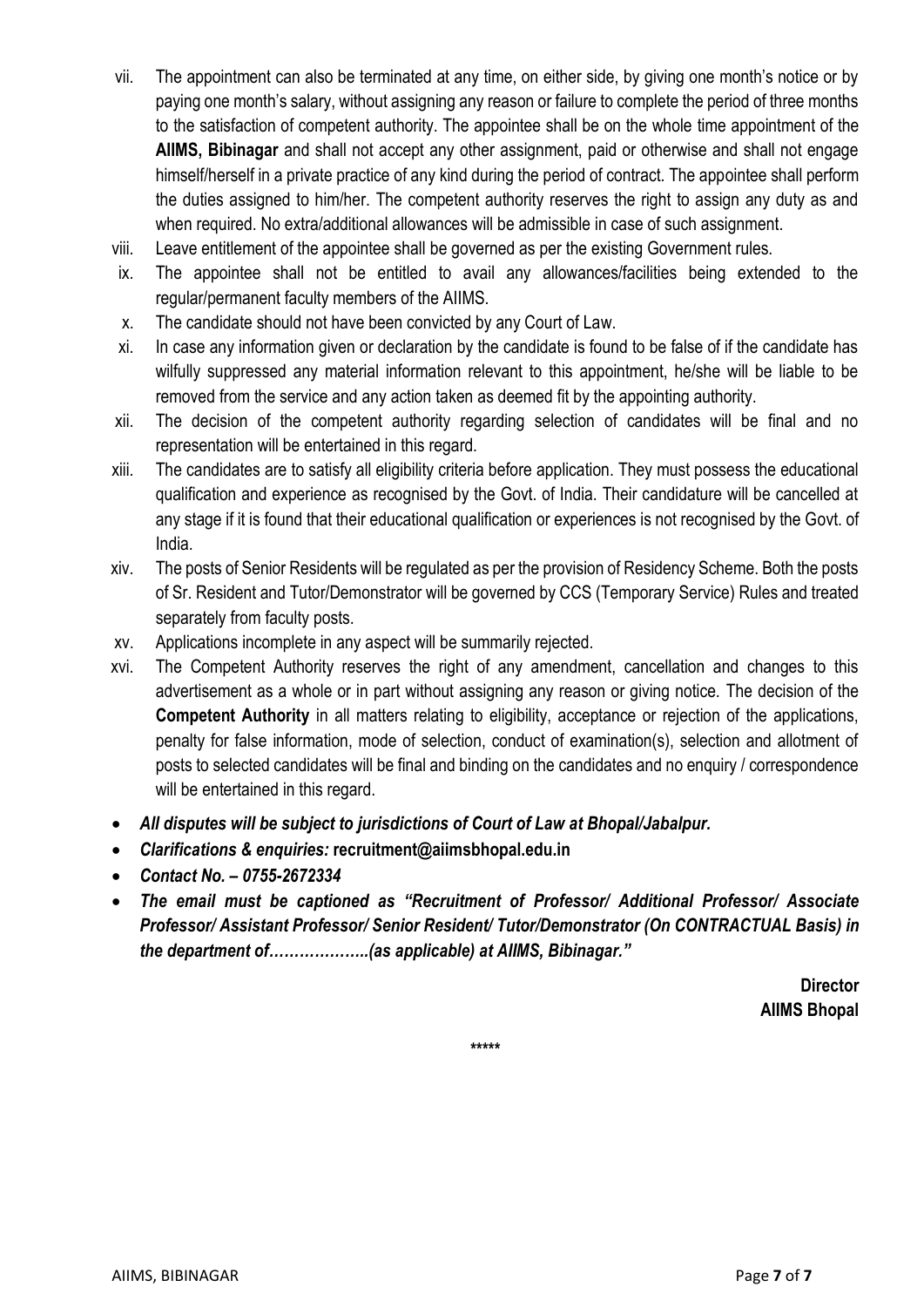vii. The appointment can also be terminated at any time, on either side, by giving one month's notice or by paying one month's salary, without assigning any reason or failure to complete the period of three months to the satisfaction of competent authority. The appointee shall be on the whole time appointment of the **AIIMS, Bibinagar** and shall not accept any other assignment, paid or otherwise and shall not engage himself/herself in a private practice of any kind during the period of contract. The appointee shall perform the duties assigned to him/her. The competent authority reserves the right to assign any duty as and when required. No extra/additional allowances will be admissible in case of such assignment.

viii. Leave entitlement of the appointee shall be governed as per the existing Government rules.

ix. The appointee shall not be entitled to avail any allowances/facilities being extended to the regular/permanent faculty members of the AIIMS.

x. The candidate should not have been convicted by any Court of Law.

xi. In case any information given or declaration by the candidate is found to be false of if the candidate has wilfully suppressed any material information relevant to this appointment, he/she will be liable to be removed from the service and any action taken as deemed fit by the appointing authority.

xii. The decision of the competent authority regarding selection of candidates will be final and no representation will be entertained in this regard.

xiii. The candidates are to satisfy all eligibility criteria before application. They must possess the educational qualification and experience as recognised by the Govt. of India. Their candidature will be cancelled at any stage if it is found that their educational qualification or experiences is not recognised by the Govt. of India.

xiv. The posts of Senior Residents will be regulated as per the provision of Residency Scheme. Both the posts of Sr. Resident and Tutor/Demonstrator will be governed by CCS (Temporary Service) Rules and treated separately from faculty posts.

xv. Applications incomplete in any aspect will be summarily rejected.

xvi. The Competent Authority reserves the right of any amendment, cancellation and changes to this advertisement as a whole or in part without assigning any reason or giving notice. The decision of the **Competent Authority** in all matters relating to eligibility, acceptance or rejection of the applications, penalty for false information, mode of selection, conduct of examination(s), selection and allotment of posts to selected candidates will be final and binding on the candidates and no enquiry / correspondence will be entertained in this regard.

- ***All disputes will be subject to jurisdictions of Court of Law at Bhopal/Jabalpur.***
- ***Clarifications & enquiries:*** **recruitment@aiimsbhopal.edu.in**
- ***Contact No. – 0755-2672334***
- ***The email must be captioned as "Recruitment of Professor/ Additional Professor/ Associate Professor/ Assistant Professor/ Senior Resident/ Tutor/Demonstrator (On CONTRACTUAL Basis) in the department of………………..(as applicable) at AIIMS, Bibinagar."***

**Director**
**AIIMS Bhopal**

*****